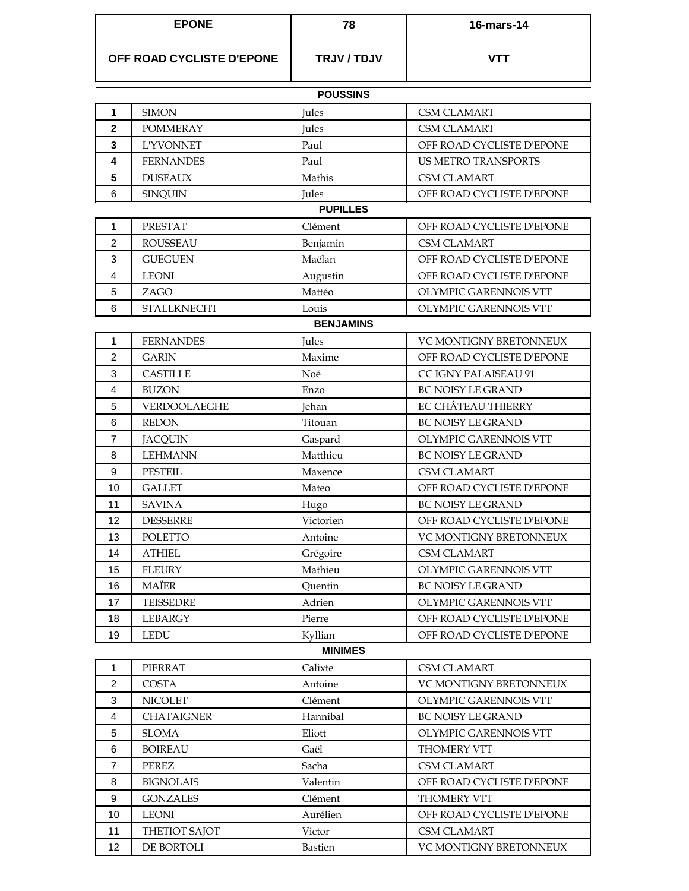| EPONE | 78 | 16-mars-14 |
|---|---|---|
| OFF ROAD CYCLISTE D'EPONE | TRJV / TDJV | VTT |

### POUSSINS

| | | | |
|---|---|---|---|
| **1** | SIMON | Jules | CSM CLAMART |
| **2** | POMMERAY | Jules | CSM CLAMART |
| **3** | L'YVONNET | Paul | OFF ROAD CYCLISTE D'EPONE |
| **4** | FERNANDES | Paul | US METRO TRANSPORTS |
| **5** | DUSEAUX | Mathis | CSM CLAMART |
| 6 | SINQUIN | Jules | OFF ROAD CYCLISTE D'EPONE |

### PUPILLES

| | | | |
|---|---|---|---|
| 1 | PRESTAT | Clément | OFF ROAD CYCLISTE D'EPONE |
| 2 | ROUSSEAU | Benjamin | CSM CLAMART |
| 3 | GUEGUEN | Maëlan | OFF ROAD CYCLISTE D'EPONE |
| 4 | LEONI | Augustin | OFF ROAD CYCLISTE D'EPONE |
| 5 | ZAGO | Mattéo | OLYMPIC GARENNOIS VTT |
| 6 | STALLKNECHT | Louis | OLYMPIC GARENNOIS VTT |

### BENJAMINS

| | | | |
|---|---|---|---|
| 1 | FERNANDES | Jules | VC MONTIGNY BRETONNEUX |
| 2 | GARIN | Maxime | OFF ROAD CYCLISTE D'EPONE |
| 3 | CASTILLE | Noé | CC IGNY PALAISEAU 91 |
| 4 | BUZON | Enzo | BC NOISY LE GRAND |
| 5 | VERDOOLAEGHE | Jehan | EC CHÂTEAU THIERRY |
| 6 | REDON | Titouan | BC NOISY LE GRAND |
| 7 | JACQUIN | Gaspard | OLYMPIC GARENNOIS VTT |
| 8 | LEHMANN | Matthieu | BC NOISY LE GRAND |
| 9 | PESTEIL | Maxence | CSM CLAMART |
| 10 | GALLET | Mateo | OFF ROAD CYCLISTE D'EPONE |
| 11 | SAVINA | Hugo | BC NOISY LE GRAND |
| 12 | DESSERRE | Victorien | OFF ROAD CYCLISTE D'EPONE |
| 13 | POLETTO | Antoine | VC MONTIGNY BRETONNEUX |
| 14 | ATHIEL | Grégoire | CSM CLAMART |
| 15 | FLEURY | Mathieu | OLYMPIC GARENNOIS VTT |
| 16 | MAÏER | Quentin | BC NOISY LE GRAND |
| 17 | TEISSEDRE | Adrien | OLYMPIC GARENNOIS VTT |
| 18 | LEBARGY | Pierre | OFF ROAD CYCLISTE D'EPONE |
| 19 | LEDU | Kyllian | OFF ROAD CYCLISTE D'EPONE |

### MINIMES

| | | | |
|---|---|---|---|
| 1 | PIERRAT | Calixte | CSM CLAMART |
| 2 | COSTA | Antoine | VC MONTIGNY BRETONNEUX |
| 3 | NICOLET | Clément | OLYMPIC GARENNOIS VTT |
| 4 | CHATAIGNER | Hannibal | BC NOISY LE GRAND |
| 5 | SLOMA | Eliott | OLYMPIC GARENNOIS VTT |
| 6 | BOIREAU | Gaël | THOMERY VTT |
| 7 | PEREZ | Sacha | CSM CLAMART |
| 8 | BIGNOLAIS | Valentin | OFF ROAD CYCLISTE D'EPONE |
| 9 | GONZALES | Clément | THOMERY VTT |
| 10 | LEONI | Aurélien | OFF ROAD CYCLISTE D'EPONE |
| 11 | THETIOT SAJOT | Victor | CSM CLAMART |
| 12 | DE BORTOLI | Bastien | VC MONTIGNY BRETONNEUX |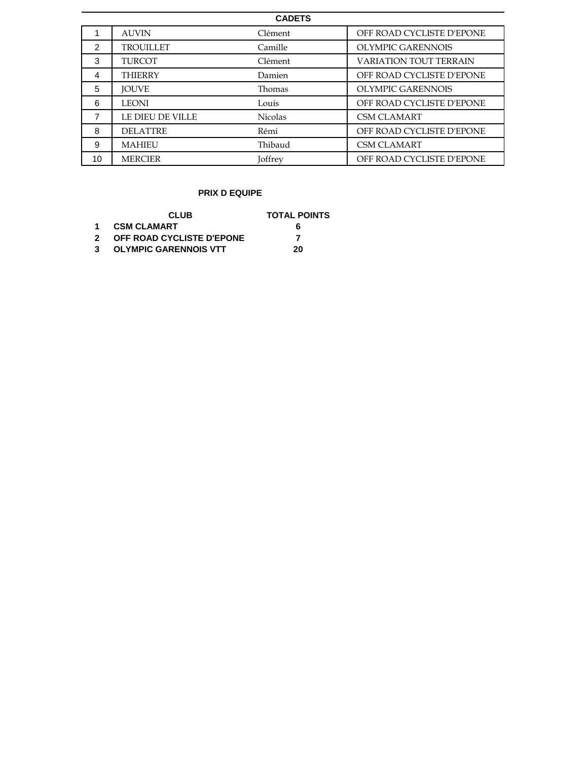## CADETS

| | | | |
|---|---|---|---|
| 1 | AUVIN | Clément | OFF ROAD CYCLISTE D'EPONE |
| 2 | TROUILLET | Camille | OLYMPIC GARENNOIS |
| 3 | TURCOT | Clément | VARIATION TOUT TERRAIN |
| 4 | THIERRY | Damien | OFF ROAD CYCLISTE D'EPONE |
| 5 | JOUVE | Thomas | OLYMPIC GARENNOIS |
| 6 | LEONI | Louis | OFF ROAD CYCLISTE D'EPONE |
| 7 | LE DIEU DE VILLE | Nicolas | CSM CLAMART |
| 8 | DELATTRE | Rémi | OFF ROAD CYCLISTE D'EPONE |
| 9 | MAHIEU | Thibaud | CSM CLAMART |
| 10 | MERCIER | Joffrey | OFF ROAD CYCLISTE D'EPONE |

## PRIX D EQUIPE

| | CLUB | TOTAL POINTS |
|---|---|---|
| 1 | CSM CLAMART | 6 |
| 2 | OFF ROAD CYCLISTE D'EPONE | 7 |
| 3 | OLYMPIC GARENNOIS VTT | 20 |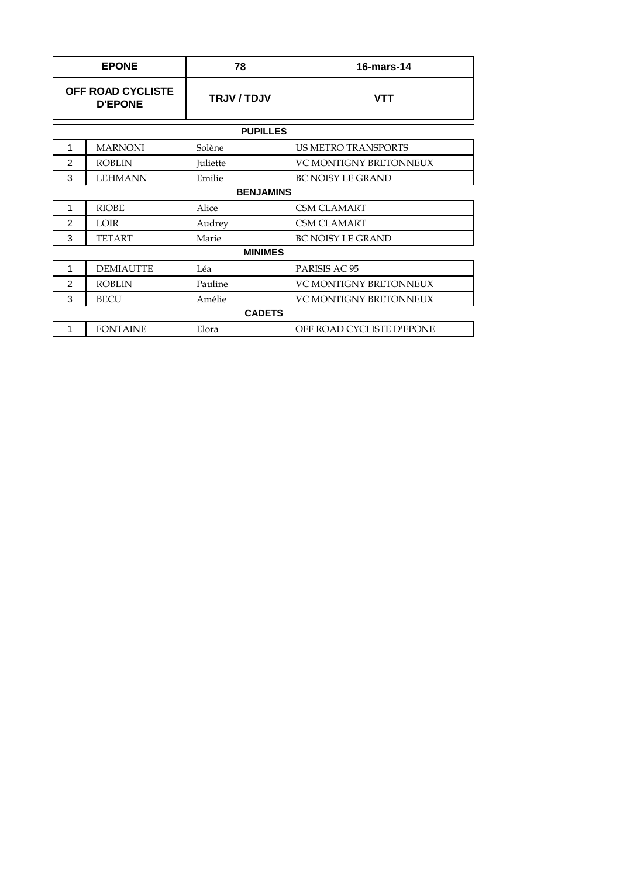| EPONE | 78 | 16-mars-14 |
|---|---|---|
| OFF ROAD CYCLISTE D'EPONE | TRJV / TDJV | VTT |

**PUPILLES**

| | | | |
|---|---|---|---|
| 1 | MARNONI | Solène | US METRO TRANSPORTS |
| 2 | ROBLIN | Juliette | VC MONTIGNY BRETONNEUX |
| 3 | LEHMANN | Emilie | BC NOISY LE GRAND |

**BENJAMINS**

| | | | |
|---|---|---|---|
| 1 | RIOBE | Alice | CSM CLAMART |
| 2 | LOIR | Audrey | CSM CLAMART |
| 3 | TETART | Marie | BC NOISY LE GRAND |

**MINIMES**

| | | | |
|---|---|---|---|
| 1 | DEMIAUTTE | Léa | PARISIS AC 95 |
| 2 | ROBLIN | Pauline | VC MONTIGNY BRETONNEUX |
| 3 | BECU | Amélie | VC MONTIGNY BRETONNEUX |

**CADETS**

| | | | |
|---|---|---|---|
| 1 | FONTAINE | Elora | OFF ROAD CYCLISTE D'EPONE |